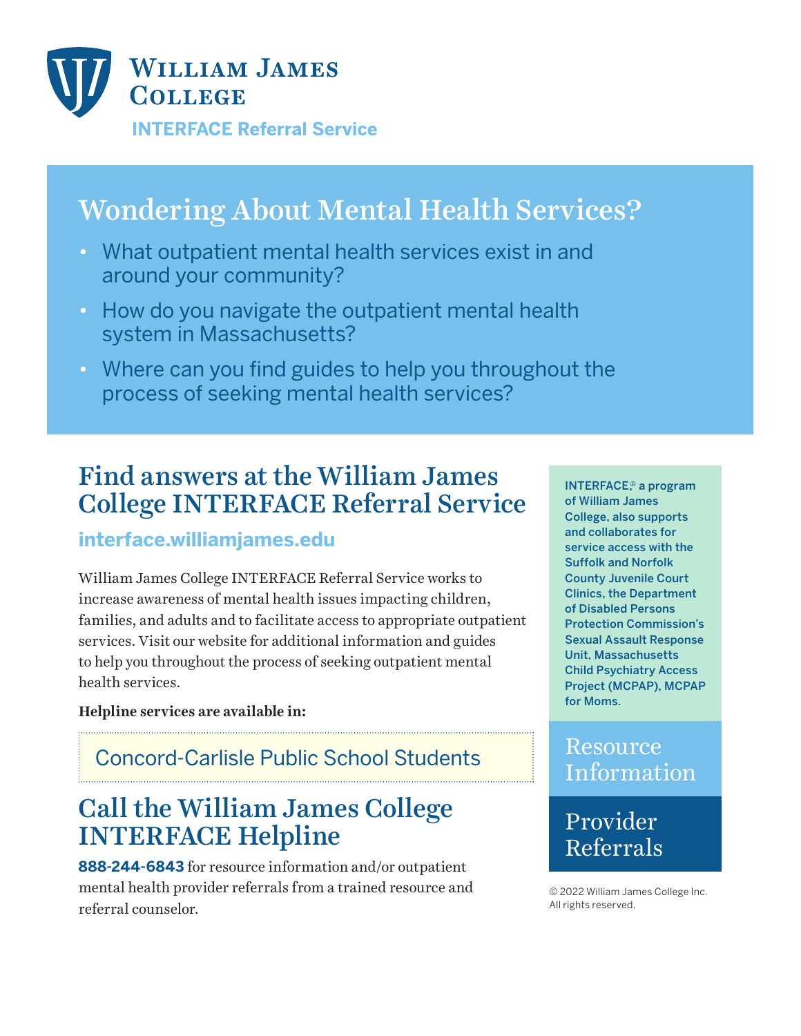# William James College

**INTERFACE Referral Service**

## Wondering About Mental Health Services?

- What outpatient mental health services exist in and around your community?
- How do you navigate the outpatient mental health system in Massachusetts?
- Where can you find guides to help you throughout the process of seeking mental health services?

## Find answers at the William James College INTERFACE Referral Service

**interface.williamjames.edu**

William James College INTERFACE Referral Service works to increase awareness of mental health issues impacting children, families, and adults and to facilitate access to appropriate outpatient services. Visit our website for additional information and guides to help you throughout the process of seeking outpatient mental health services.

**Helpline services are available in:**

Concord-Carlisle Public School Students

## Call the William James College INTERFACE Helpline

**888-244-6843** for resource information and/or outpatient mental health provider referrals from a trained resource and referral counselor.

INTERFACE,© a program of William James College, also supports and collaborates for service access with the Suffolk and Norfolk County Juvenile Court Clinics, the Department of Disabled Persons Protection Commission's Sexual Assault Response Unit, Massachusetts Child Psychiatry Access Project (MCPAP), MCPAP for Moms.

Resource Information

Provider Referrals

© 2022 William James College Inc. All rights reserved.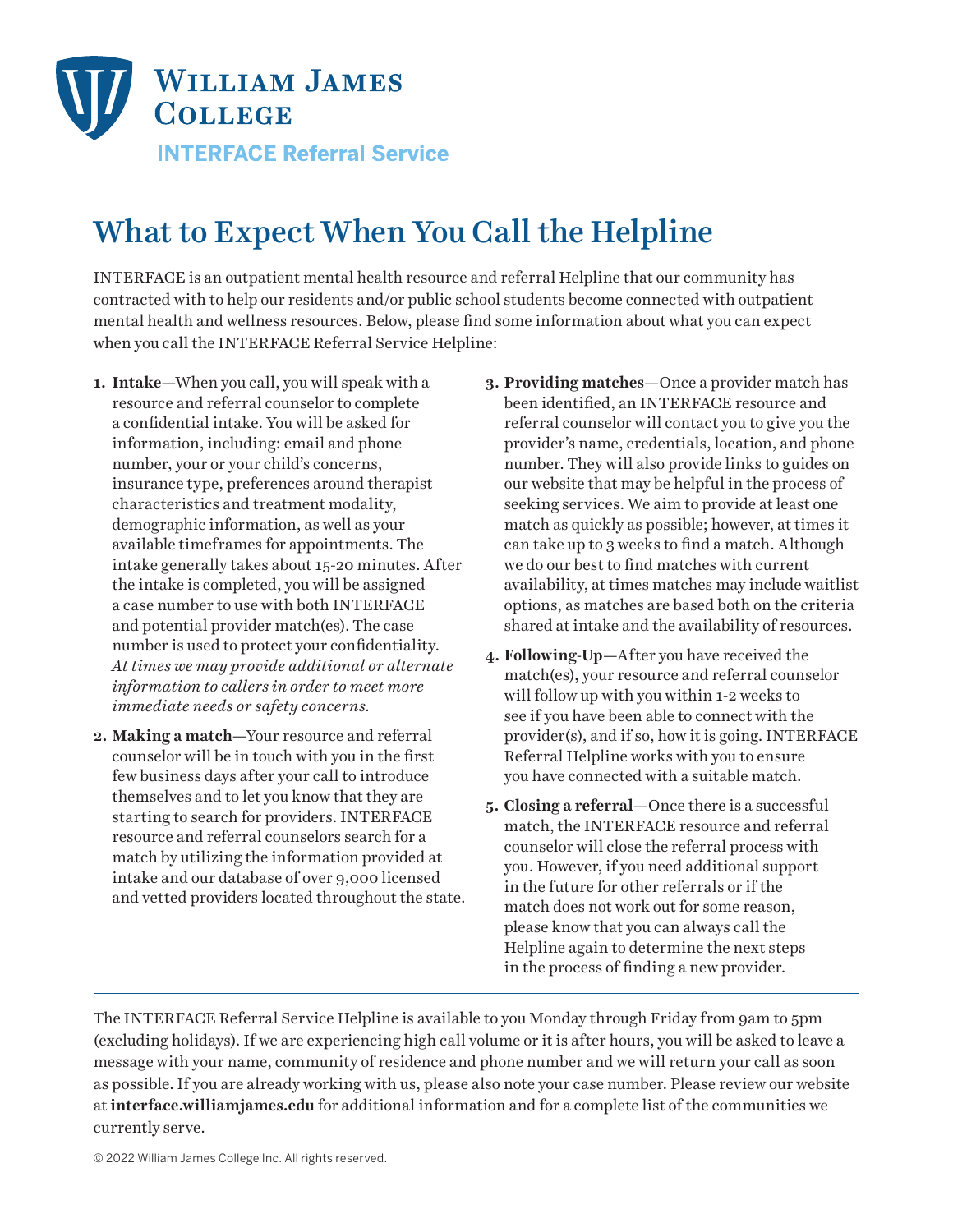# William James College

**INTERFACE Referral Service**

## What to Expect When You Call the Helpline

INTERFACE is an outpatient mental health resource and referral Helpline that our community has contracted with to help our residents and/or public school students become connected with outpatient mental health and wellness resources. Below, please find some information about what you can expect when you call the INTERFACE Referral Service Helpline:

1. **Intake**—When you call, you will speak with a resource and referral counselor to complete a confidential intake. You will be asked for information, including: email and phone number, your or your child's concerns, insurance type, preferences around therapist characteristics and treatment modality, demographic information, as well as your available timeframes for appointments. The intake generally takes about 15-20 minutes. After the intake is completed, you will be assigned a case number to use with both INTERFACE and potential provider match(es). The case number is used to protect your confidentiality. *At times we may provide additional or alternate information to callers in order to meet more immediate needs or safety concerns.*
2. **Making a match**—Your resource and referral counselor will be in touch with you in the first few business days after your call to introduce themselves and to let you know that they are starting to search for providers. INTERFACE resource and referral counselors search for a match by utilizing the information provided at intake and our database of over 9,000 licensed and vetted providers located throughout the state.
3. **Providing matches**—Once a provider match has been identified, an INTERFACE resource and referral counselor will contact you to give you the provider's name, credentials, location, and phone number. They will also provide links to guides on our website that may be helpful in the process of seeking services. We aim to provide at least one match as quickly as possible; however, at times it can take up to 3 weeks to find a match. Although we do our best to find matches with current availability, at times matches may include waitlist options, as matches are based both on the criteria shared at intake and the availability of resources.
4. **Following-Up**—After you have received the match(es), your resource and referral counselor will follow up with you within 1-2 weeks to see if you have been able to connect with the provider(s), and if so, how it is going. INTERFACE Referral Helpline works with you to ensure you have connected with a suitable match.
5. **Closing a referral**—Once there is a successful match, the INTERFACE resource and referral counselor will close the referral process with you. However, if you need additional support in the future for other referrals or if the match does not work out for some reason, please know that you can always call the Helpline again to determine the next steps in the process of finding a new provider.

---

The INTERFACE Referral Service Helpline is available to you Monday through Friday from 9am to 5pm (excluding holidays). If we are experiencing high call volume or it is after hours, you will be asked to leave a message with your name, community of residence and phone number and we will return your call as soon as possible. If you are already working with us, please also note your case number. Please review our website at **interface.williamjames.edu** for additional information and for a complete list of the communities we currently serve.

© 2022 William James College Inc. All rights reserved.